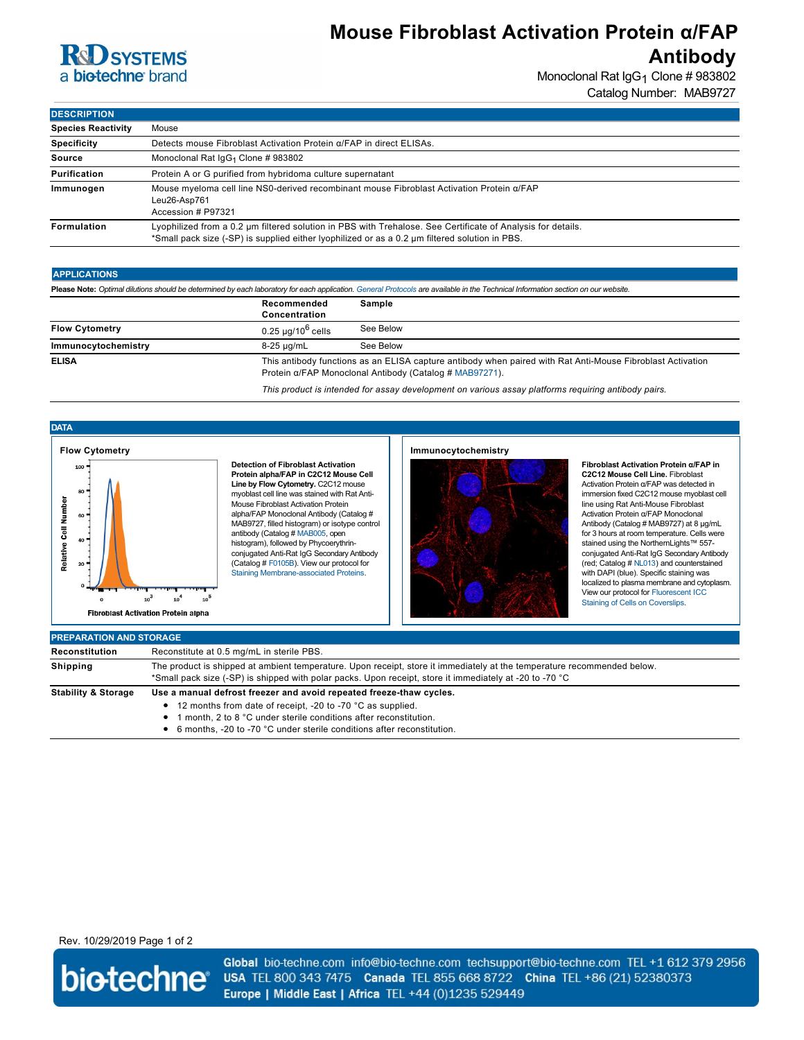# Mouse Fibroblast Activation Protein α/FAP Antibody

Monoclonal Rat $IgG_1$ Clone # 983802

Catalog Number: MAB9727

## DESCRIPTION

| | |
|---|---|
| **Species Reactivity** | Mouse |
| **Specificity** | Detects mouse Fibroblast Activation Protein α/FAP in direct ELISAs. |
| **Source** | Monoclonal Rat $IgG_1$ Clone # 983802 |
| **Purification** | Protein A or G purified from hybridoma culture supernatant |
| **Immunogen** | Mouse myeloma cell line NS0-derived recombinant mouse Fibroblast Activation Protein α/FAP Leu26-Asp761 Accession # P97321 |
| **Formulation** | Lyophilized from a 0.2 μm filtered solution in PBS with Trehalose. See Certificate of Analysis for details. *Small pack size (-SP) is supplied either lyophilized or as a 0.2 μm filtered solution in PBS. |

## APPLICATIONS

**Please Note:** *Optimal dilutions should be determined by each laboratory for each application. General Protocols are available in the Technical Information section on our website.*

| | Recommended Concentration | Sample |
|---|---|---|
| **Flow Cytometry** | 0.25 μg/$10^6$ cells | See Below |
| **Immunocytochemistry** | 8-25 μg/mL | See Below |
| **ELISA** | This antibody functions as an ELISA capture antibody when paired with Rat Anti-Mouse Fibroblast Activation Protein α/FAP Monoclonal Antibody (Catalog # MAB97271). *This product is intended for assay development on various assay platforms requiring antibody pairs.* | |

## DATA

### Flow Cytometry

Relative Cell Number
100
80
60
40
20
0
0
$10^3$
$10^4$
$10^5$
Fibroblast Activation Protein alpha

**Detection of Fibroblast Activation Protein alpha/FAP in C2C12 Mouse Cell Line by Flow Cytometry.** C2C12 mouse myoblast cell line was stained with Rat Anti-Mouse Fibroblast Activation Protein alpha/FAP Monoclonal Antibody (Catalog # MAB9727, filled histogram) or isotype control antibody (Catalog # MAB005, open histogram), followed by Phycoerythrin-conjugated Anti-Rat IgG Secondary Antibody (Catalog # F0105B). View our protocol for Staining Membrane-associated Proteins.

### Immunocytochemistry

**Fibroblast Activation Protein α/FAP in C2C12 Mouse Cell Line.** Fibroblast Activation Protein α/FAP was detected in immersion fixed C2C12 mouse myoblast cell line using Rat Anti-Mouse Fibroblast Activation Protein α/FAP Monoclonal Antibody (Catalog # MAB9727) at 8 μg/mL for 3 hours at room temperature. Cells were stained using the NorthernLights™ 557-conjugated Anti-Rat IgG Secondary Antibody (red; Catalog # NL013) and counterstained with DAPI (blue). Specific staining was localized to plasma membrane and cytoplasm. View our protocol for Fluorescent ICC Staining of Cells on Coverslips.

## PREPARATION AND STORAGE

| | |
|---|---|
| **Reconstitution** | Reconstitute at 0.5 mg/mL in sterile PBS. |
| **Shipping** | The product is shipped at ambient temperature. Upon receipt, store it immediately at the temperature recommended below. *Small pack size (-SP) is shipped with polar packs. Upon receipt, store it immediately at -20 to -70 °C |
| **Stability & Storage** | **Use a manual defrost freezer and avoid repeated freeze-thaw cycles.** • 12 months from date of receipt, -20 to -70 °C as supplied. • 1 month, 2 to 8 °C under sterile conditions after reconstitution. • 6 months, -20 to -70 °C under sterile conditions after reconstitution. |

Rev. 10/29/2019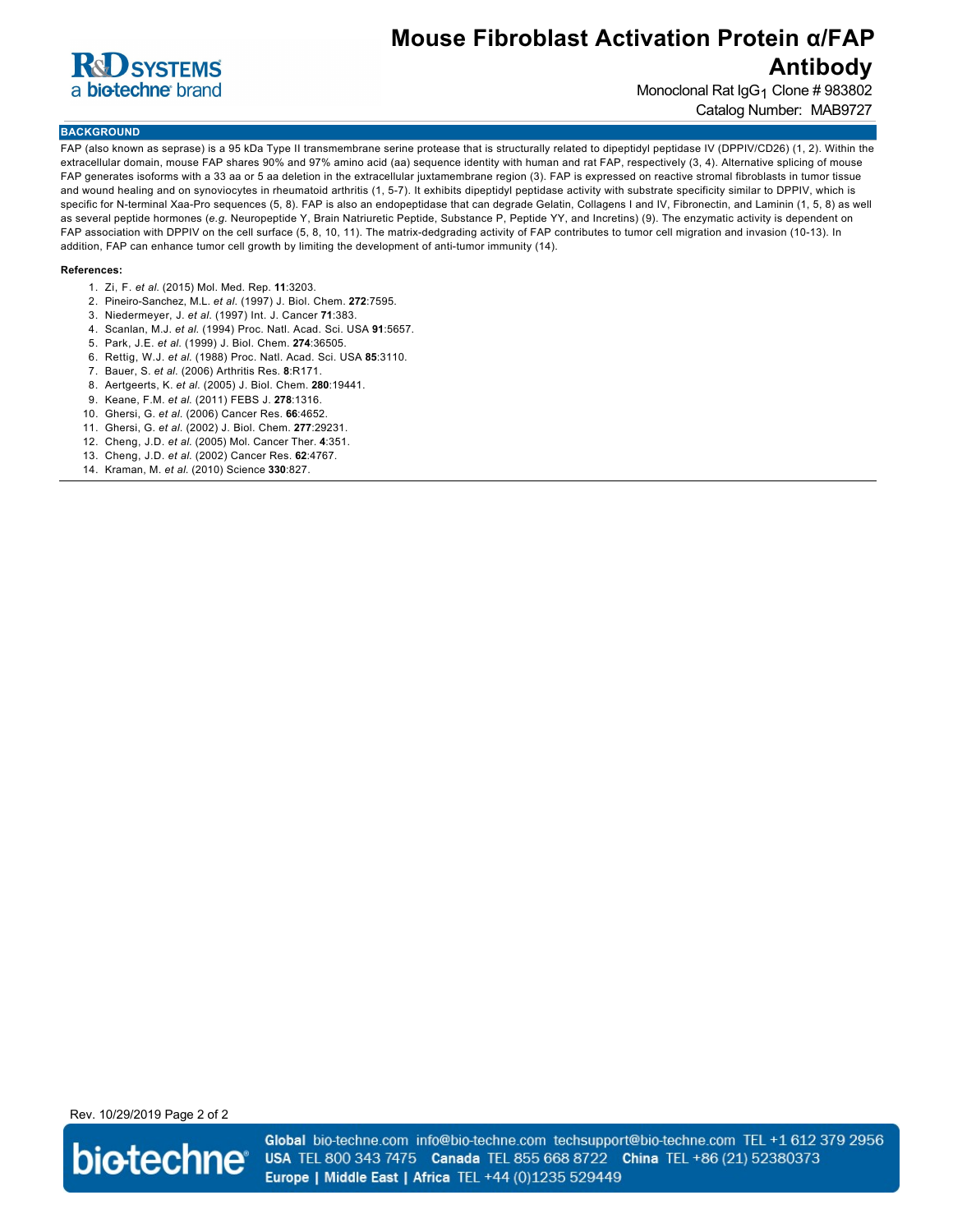# Mouse Fibroblast Activation Protein α/FAP Antibody

Monoclonal Rat $IgG_1$ Clone # 983802

Catalog Number: MAB9727

## BACKGROUND

FAP (also known as seprase) is a 95 kDa Type II transmembrane serine protease that is structurally related to dipeptidyl peptidase IV (DPPIV/CD26) (1, 2). Within the extracellular domain, mouse FAP shares 90% and 97% amino acid (aa) sequence identity with human and rat FAP, respectively (3, 4). Alternative splicing of mouse FAP generates isoforms with a 33 aa or 5 aa deletion in the extracellular juxtamembrane region (3). FAP is expressed on reactive stromal fibroblasts in tumor tissue and wound healing and on synoviocytes in rheumatoid arthritis (1, 5-7). It exhibits dipeptidyl peptidase activity with substrate specificity similar to DPPIV, which is specific for N-terminal Xaa-Pro sequences (5, 8). FAP is also an endopeptidase that can degrade Gelatin, Collagens I and IV, Fibronectin, and Laminin (1, 5, 8) as well as several peptide hormones (*e.g.* Neuropeptide Y, Brain Natriuretic Peptide, Substance P, Peptide YY, and Incretins) (9). The enzymatic activity is dependent on FAP association with DPPIV on the cell surface (5, 8, 10, 11). The matrix-dedgrading activity of FAP contributes to tumor cell migration and invasion (10-13). In addition, FAP can enhance tumor cell growth by limiting the development of anti-tumor immunity (14).

**References:**

1. Zi, F. *et al.* (2015) Mol. Med. Rep. **11**:3203.
2. Pineiro-Sanchez, M.L. *et al.* (1997) J. Biol. Chem. **272**:7595.
3. Niedermeyer, J. *et al.* (1997) Int. J. Cancer **71**:383.
4. Scanlan, M.J. *et al.* (1994) Proc. Natl. Acad. Sci. USA **91**:5657.
5. Park, J.E. *et al.* (1999) J. Biol. Chem. **274**:36505.
6. Rettig, W.J. *et al.* (1988) Proc. Natl. Acad. Sci. USA **85**:3110.
7. Bauer, S. *et al.* (2006) Arthritis Res. **8**:R171.
8. Aertgeerts, K. *et al.* (2005) J. Biol. Chem. **280**:19441.
9. Keane, F.M. *et al.* (2011) FEBS J. **278**:1316.
10. Ghersi, G. *et al.* (2006) Cancer Res. **66**:4652.
11. Ghersi, G. *et al.* (2002) J. Biol. Chem. **277**:29231.
12. Cheng, J.D. *et al.* (2005) Mol. Cancer Ther. **4**:351.
13. Cheng, J.D. *et al.* (2002) Cancer Res. **62**:4767.
14. Kraman, M. *et al.* (2010) Science **330**:827.

Rev. 10/29/2019

**Global** bio-techne.com info@bio-techne.com techsupport@bio-techne.com TEL +1 612 379 2956
**USA** TEL 800 343 7475 **Canada** TEL 855 668 8722 **China** TEL +86 (21) 52380373
**Europe | Middle East | Africa** TEL +44 (0)1235 529449